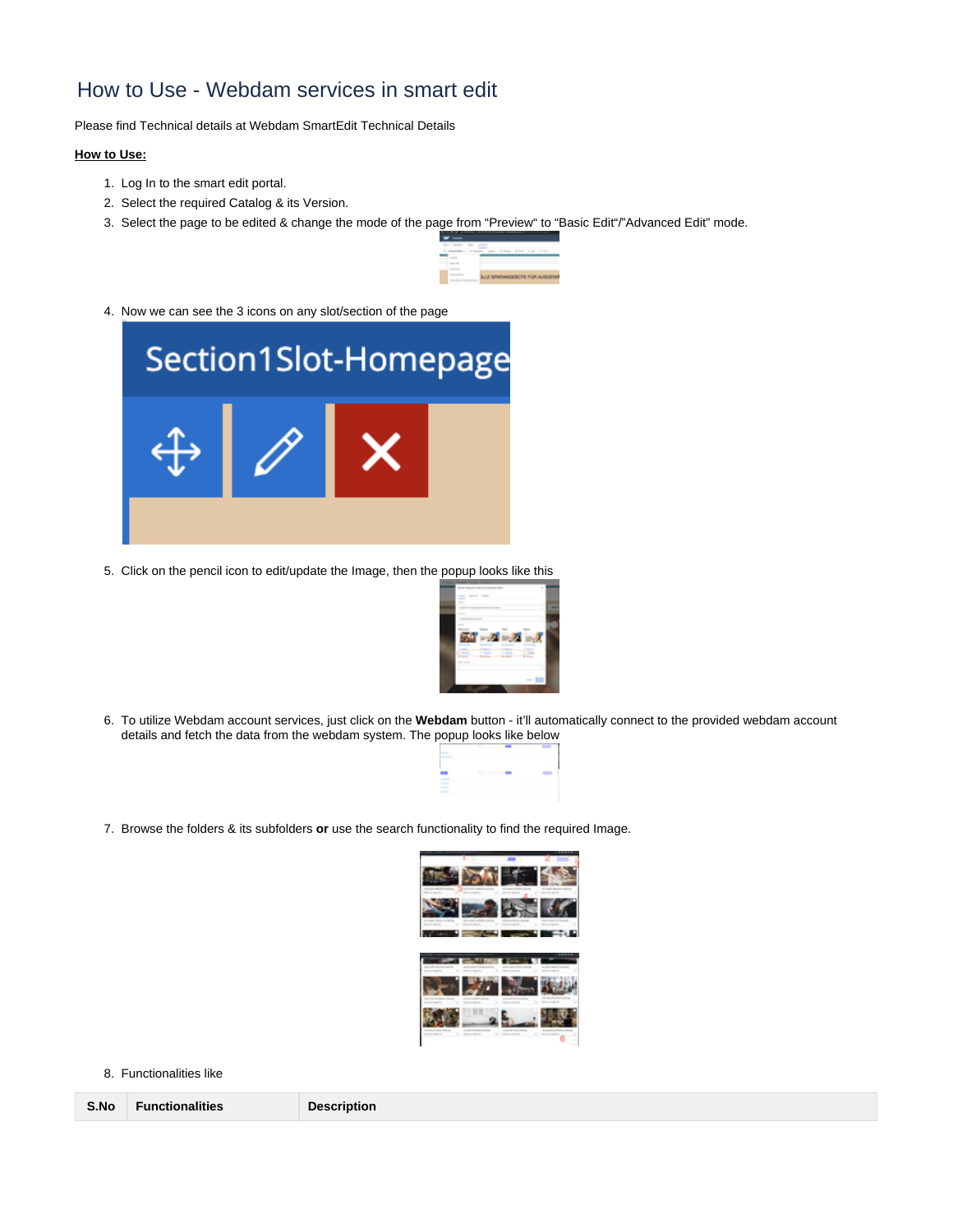# How to Use - Webdam services in smart edit

Please find Technical details at Webdam SmartEdit Technical Details

**How to Use:**

1. Log In to the smart edit portal.
2. Select the required Catalog & its Version.
3. Select the page to be edited & change the mode of the page from “Preview“ to “Basic Edit“/”Advanced Edit” mode.
4. Now we can see the 3 icons on any slot/section of the page
5. Click on the pencil icon to edit/update the Image, then the popup looks like this
6. To utilize Webdam account services, just click on the **Webdam** button - it’ll automatically connect to the provided webdam account details and fetch the data from the webdam system. The popup looks like below
7. Browse the folders & its subfolders **or** use the search functionality to find the required Image.
8. Functionalities like

| S.No | Functionalities | Description |
|---|---|---|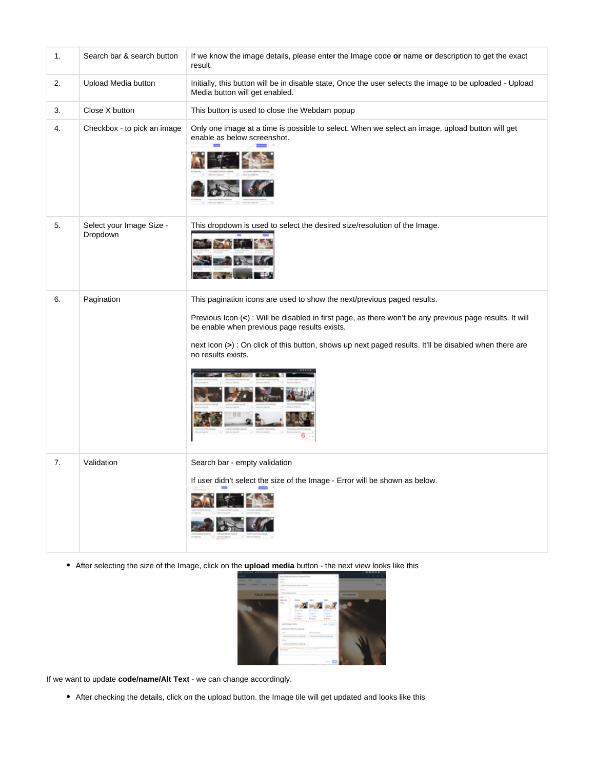| 1. | Search bar & search button | If we know the image details, please enter the Image code **or** name **or** description to get the exact result. |
|---|---|---|
| 2. | Upload Media button | Initially, this button will be in disable state, Once the user selects the image to be uploaded - Upload Media button will get enabled. |
| 3. | Close X button | This button is used to close the Webdam popup |
| 4. | Checkbox - to pick an image | Only one image at a time is possible to select. When we select an image, upload button will get enable as below screenshot. |
| 5. | Select your Image Size - Dropdown | This dropdown is used to select the desired size/resolution of the Image. |
| 6. | Pagination | This pagination icons are used to show the next/previous paged results.<br><br>Previous Icon (**<**) : Will be disabled in first page, as there won't be any previous page results. It will be enable when previous page results exists.<br><br>next Icon (**>**) : On click of this button, shows up next paged results. It'll be disabled when there are no results exists. |
| 7. | Validation | Search bar - empty validation<br><br>If user didn't select the size of the Image - Error will be shown as below. |

- After selecting the size of the Image, click on the **upload media** button - the next view looks like this

If we want to update **code/name/Alt Text** - we can change accordingly.

- After checking the details, click on the upload button. the Image tile will get updated and looks like this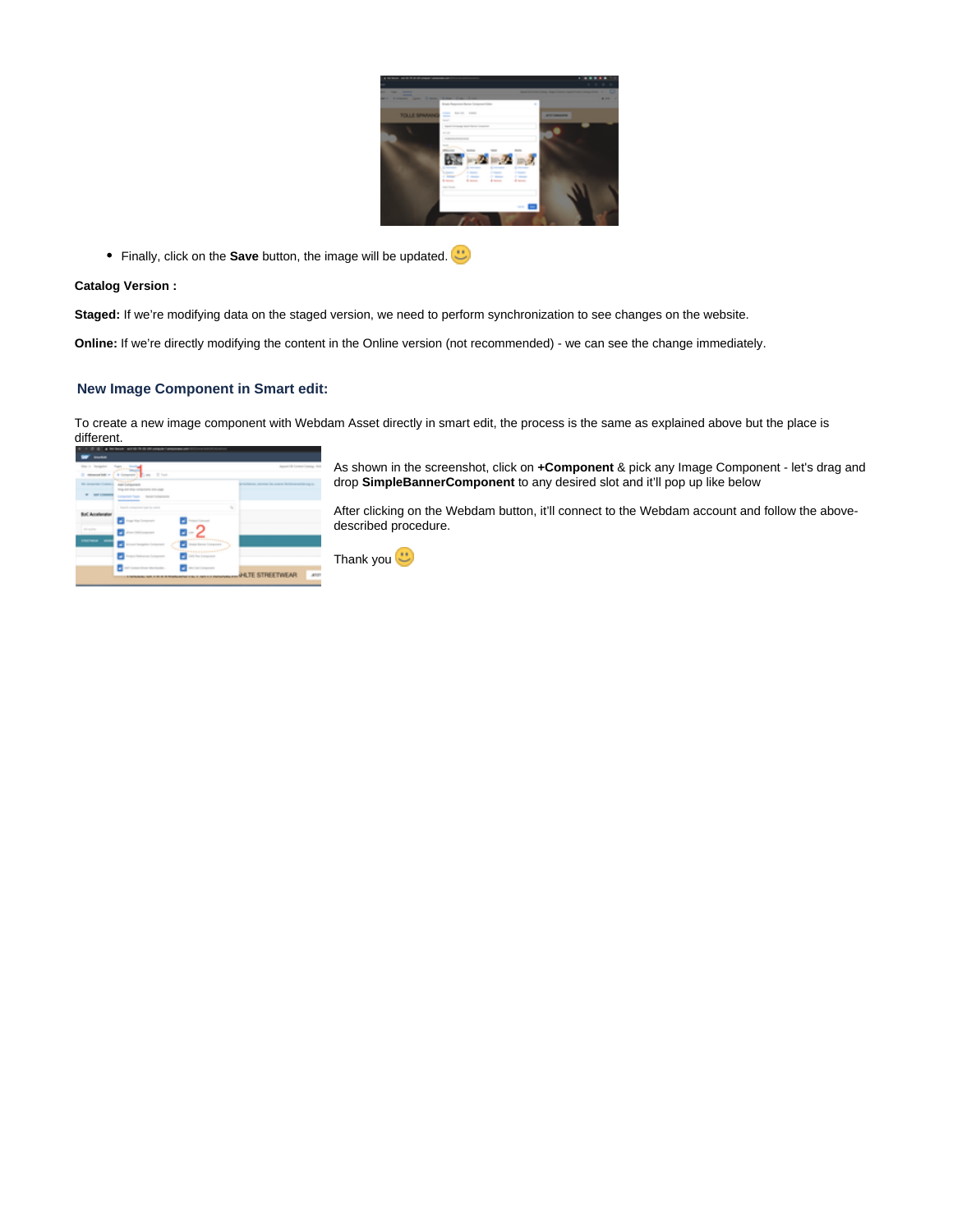- Finally, click on the **Save** button, the image will be updated. 🙂

**Catalog Version :**

**Staged:** If we're modifying data on the staged version, we need to perform synchronization to see changes on the website.

**Online:** If we're directly modifying the content in the Online version (not recommended) - we can see the change immediately.

## New Image Component in Smart edit:

To create a new image component with Webdam Asset directly in smart edit, the process is the same as explained above but the place is different.

As shown in the screenshot, click on **+Component** & pick any Image Component - let's drag and drop **SimpleBannerComponent** to any desired slot and it'll pop up like below

After clicking on the Webdam button, it'll connect to the Webdam account and follow the above-described procedure.

Thank you 🙂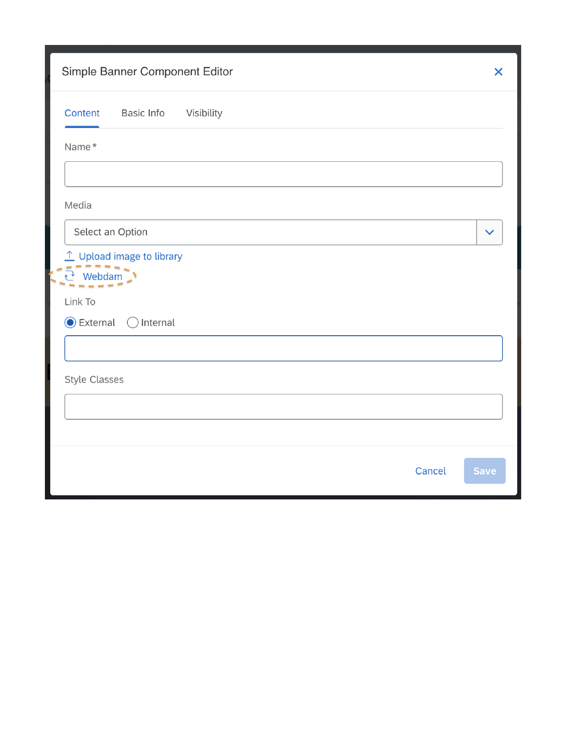Simple Banner Component Editor

Content | Basic Info | Visibility

Name *

Media

Select an Option

Upload image to library

Webdam

Link To

External Internal

Style Classes

Cancel Save